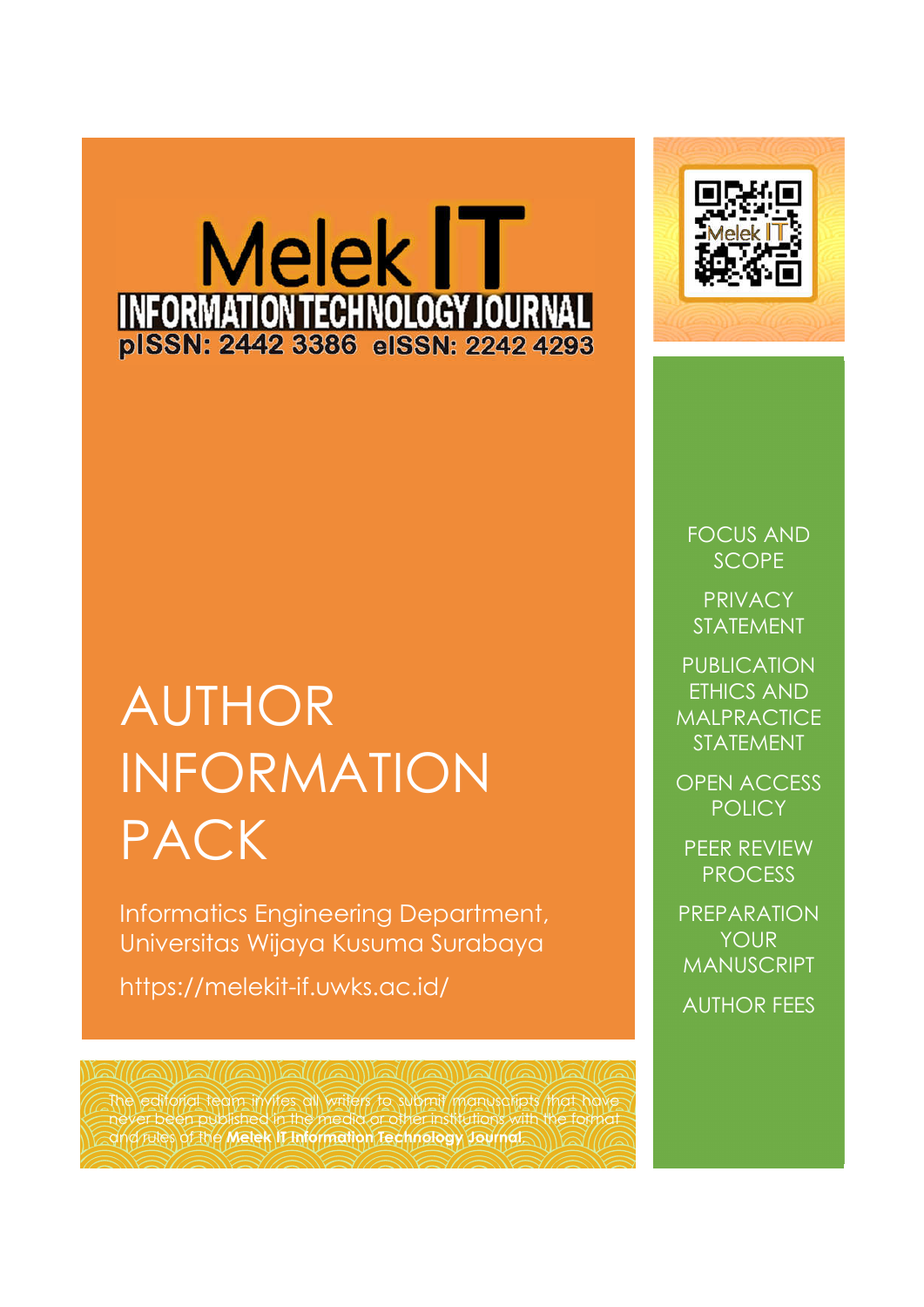# Melek IT

**INFORMATION TECHNOLOGY JOURNAL**

**pISSN: 2442 3386 eISSN: 2242 4293**

# AUTHOR INFORMATION PACK

Informatics Engineering Department, Universitas Wijaya Kusuma Surabaya

https://melekit-if.uwks.ac.id/

The editorial team invites all writers to submit manuscripts that have never been published in the media or other institutions with the format and rules of the **Melek IT Information Technology Journal.**

- FOCUS AND SCOPE
- PRIVACY STATEMENT
- PUBLICATION ETHICS AND MALPRACTICE STATEMENT
- OPEN ACCESS POLICY
- PEER REVIEW PROCESS
- PREPARATION YOUR MANUSCRIPT
- AUTHOR FEES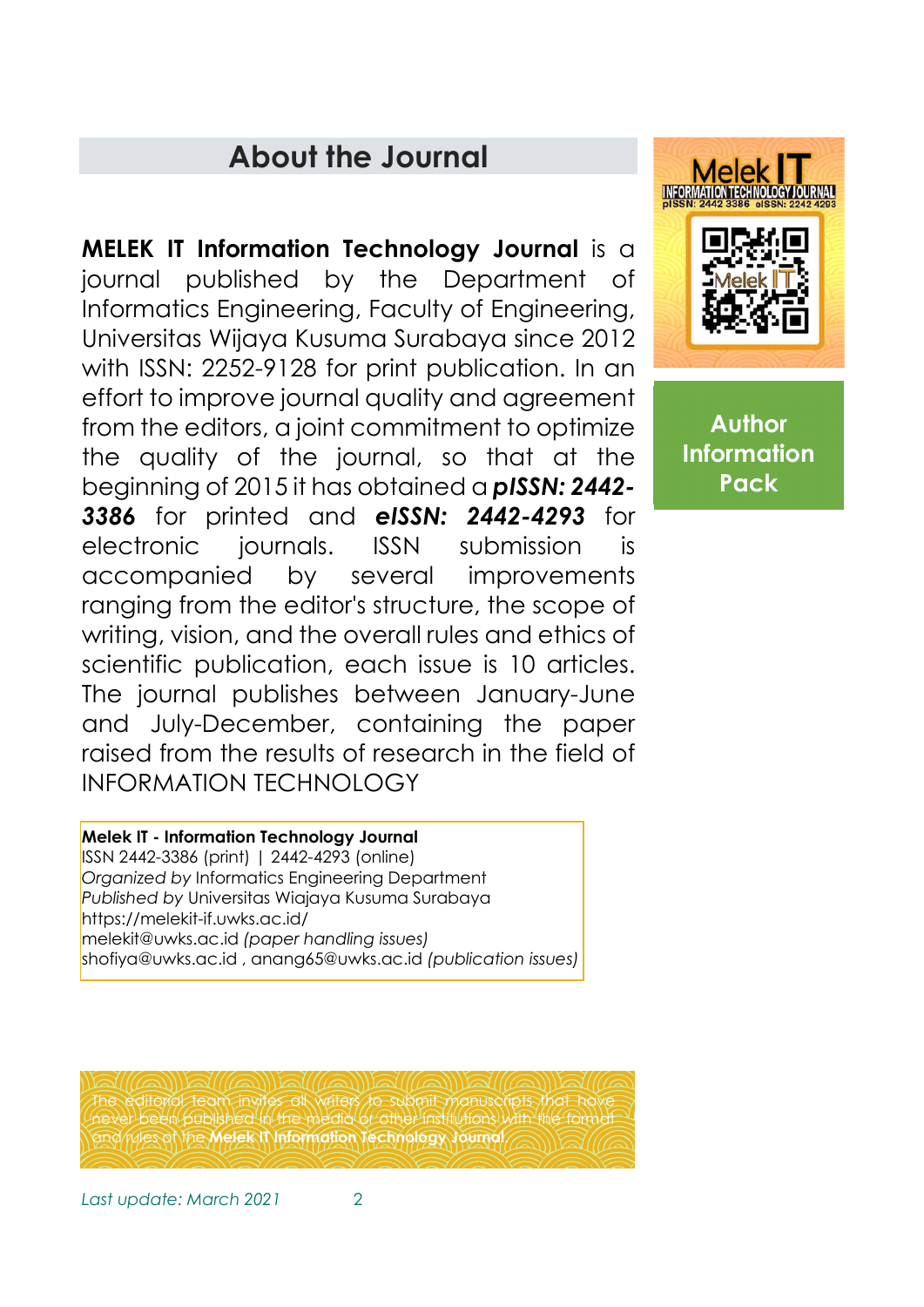## About the Journal

**MELEK IT Information Technology Journal** is a journal published by the Department of Informatics Engineering, Faculty of Engineering, Universitas Wijaya Kusuma Surabaya since 2012 with ISSN: 2252-9128 for print publication. In an effort to improve journal quality and agreement from the editors, a joint commitment to optimize the quality of the journal, so that at the beginning of 2015 it has obtained a ***pISSN: 2442-3386*** for printed and ***eISSN: 2442-4293*** for electronic journals. ISSN submission is accompanied by several improvements ranging from the editor's structure, the scope of writing, vision, and the overall rules and ethics of scientific publication, each issue is 10 articles. The journal publishes between January-June and July-December, containing the paper raised from the results of research in the field of INFORMATION TECHNOLOGY

Melek IT
INFORMATION TECHNOLOGY JOURNAL
pISSN: 2442 3386 eISSN: 2242 4293

**Author Information Pack**

**Melek IT - Information Technology Journal**
ISSN 2442-3386 (print) | 2442-4293 (online)
*Organized by* Informatics Engineering Department
*Published by* Universitas Wiajaya Kusuma Surabaya
https://melekit-if.uwks.ac.id/
melekit@uwks.ac.id *(paper handling issues)*
shofiya@uwks.ac.id , anang65@uwks.ac.id *(publication issues)*

The editorial team invites all writers to submit manuscripts that have never been published in the media or other institutions with the format and rules of the **Melek IT Information Technology Journal**.

*Last update: March 2021*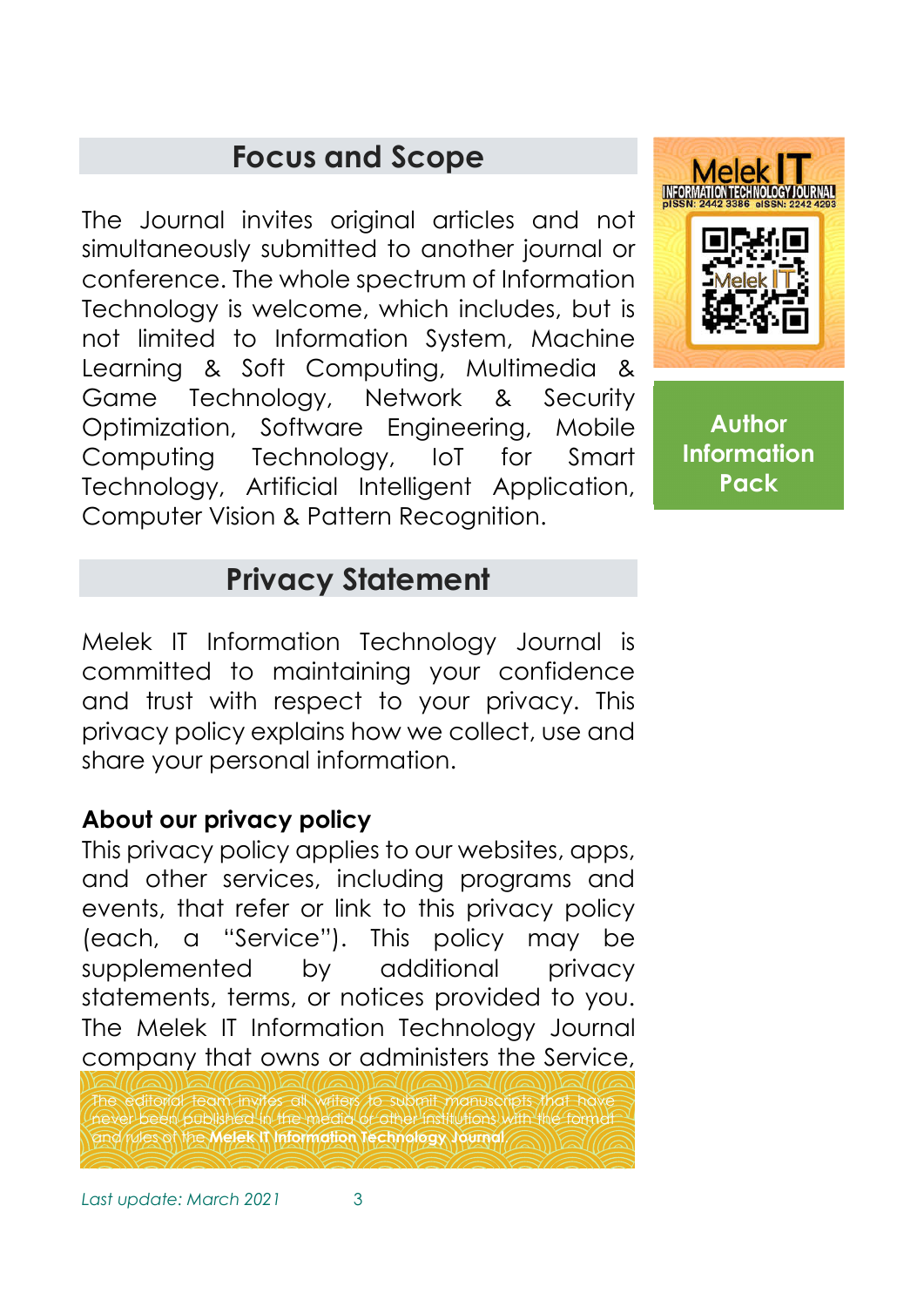## Focus and Scope

The Journal invites original articles and not simultaneously submitted to another journal or conference. The whole spectrum of Information Technology is welcome, which includes, but is not limited to Information System, Machine Learning & Soft Computing, Multimedia & Game Technology, Network & Security Optimization, Software Engineering, Mobile Computing Technology, IoT for Smart Technology, Artificial Intelligent Application, Computer Vision & Pattern Recognition.

## Privacy Statement

Melek IT Information Technology Journal is committed to maintaining your confidence and trust with respect to your privacy. This privacy policy explains how we collect, use and share your personal information.

**About our privacy policy**

This privacy policy applies to our websites, apps, and other services, including programs and events, that refer or link to this privacy policy (each, a "Service"). This policy may be supplemented by additional privacy statements, terms, or notices provided to you. The Melek IT Information Technology Journal company that owns or administers the Service,

**Author Information Pack**

The editorial team invites all writers to submit manuscripts that have never been published in the media or other institutions with the format and rules of the **Melek IT Information Technology Journal**.

*Last update: March 2021*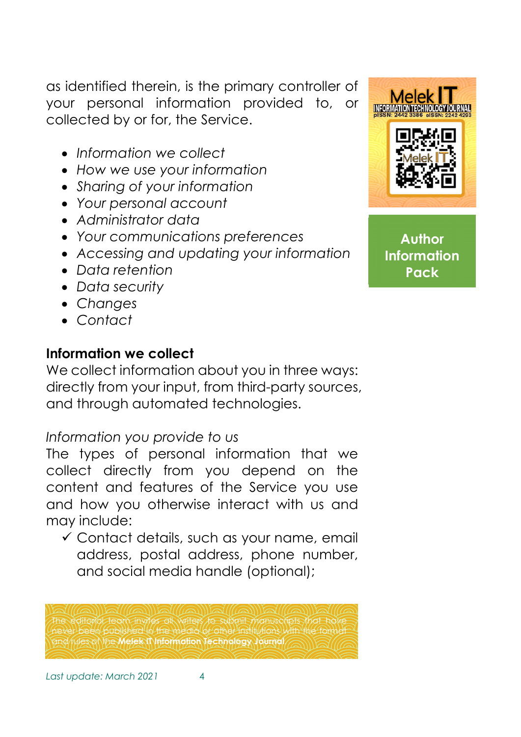as identified therein, is the primary controller of your personal information provided to, or collected by or for, the Service.

- *Information we collect*
- *How we use your information*
- *Sharing of your information*
- *Your personal account*
- *Administrator data*
- *Your communications preferences*
- *Accessing and updating your information*
- *Data retention*
- *Data security*
- *Changes*
- *Contact*

**Information we collect**

We collect information about you in three ways: directly from your input, from third-party sources, and through automated technologies.

*Information you provide to us*

The types of personal information that we collect directly from you depend on the content and features of the Service you use and how you otherwise interact with us and may include:

- ✓ Contact details, such as your name, email address, postal address, phone number, and social media handle (optional);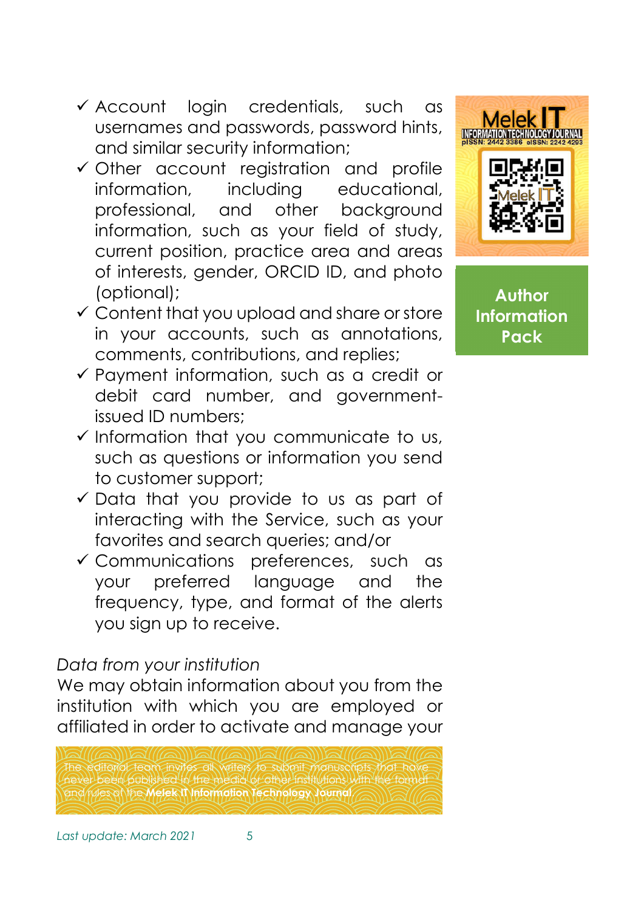- ✓ Account login credentials, such as usernames and passwords, password hints, and similar security information;
- ✓ Other account registration and profile information, including educational, professional, and other background information, such as your field of study, current position, practice area and areas of interests, gender, ORCID ID, and photo (optional);
- ✓ Content that you upload and share or store in your accounts, such as annotations, comments, contributions, and replies;
- ✓ Payment information, such as a credit or debit card number, and government-issued ID numbers;
- ✓ Information that you communicate to us, such as questions or information you send to customer support;
- ✓ Data that you provide to us as part of interacting with the Service, such as your favorites and search queries; and/or
- ✓ Communications preferences, such as your preferred language and the frequency, type, and format of the alerts you sign up to receive.

*Data from your institution*

We may obtain information about you from the institution with which you are employed or affiliated in order to activate and manage your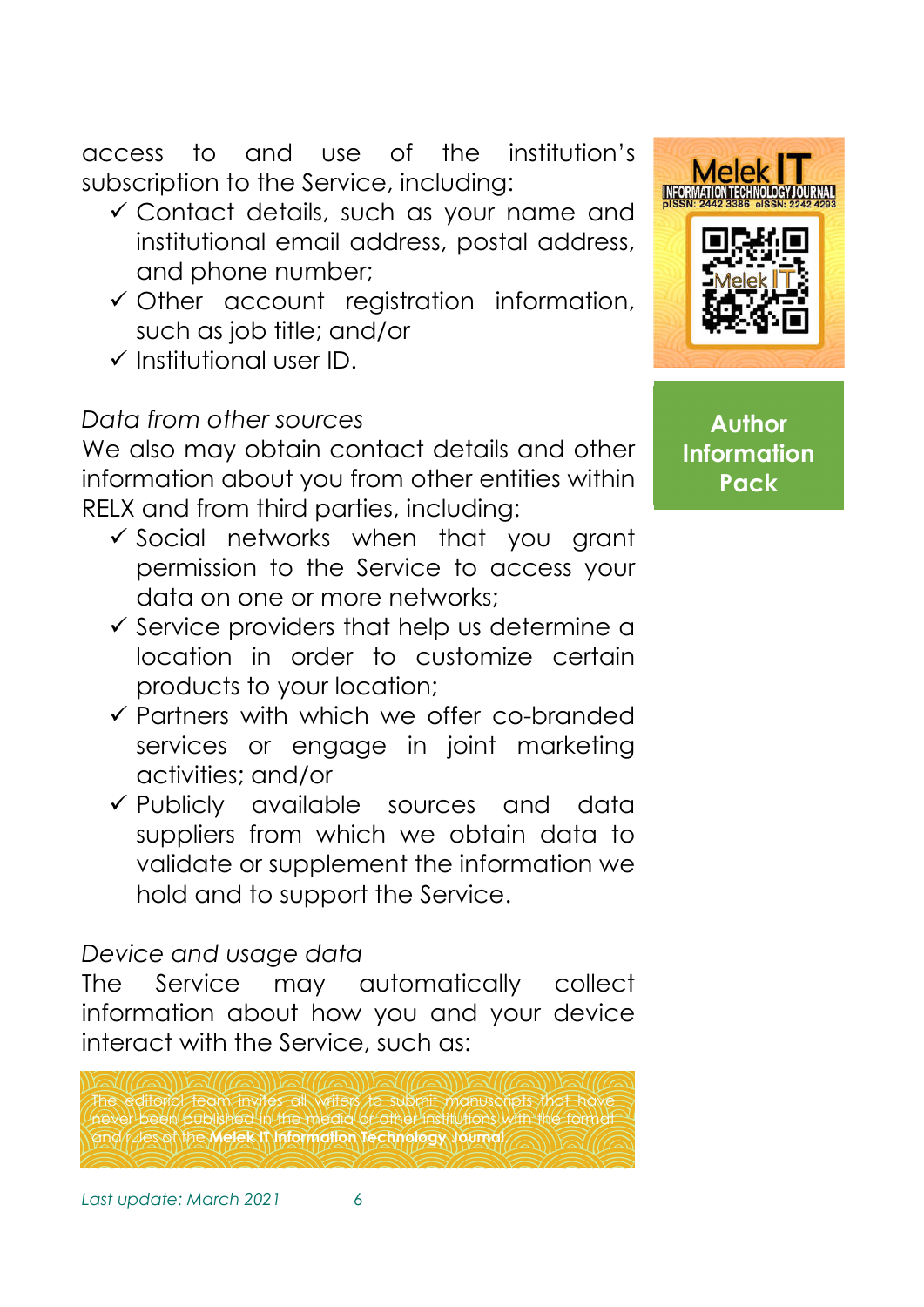access to and use of the institution's subscription to the Service, including:

- ✓ Contact details, such as your name and institutional email address, postal address, and phone number;
- ✓ Other account registration information, such as job title; and/or
- ✓ Institutional user ID.

*Data from other sources*

We also may obtain contact details and other information about you from other entities within RELX and from third parties, including:

- ✓ Social networks when that you grant permission to the Service to access your data on one or more networks;
- ✓ Service providers that help us determine a location in order to customize certain products to your location;
- ✓ Partners with which we offer co-branded services or engage in joint marketing activities; and/or
- ✓ Publicly available sources and data suppliers from which we obtain data to validate or supplement the information we hold and to support the Service.

*Device and usage data*

The Service may automatically collect information about how you and your device interact with the Service, such as:

The editorial team invites all writers to submit manuscripts that have never been published in the media or other institutions with the format and rules of the **Melek IT Information Technology Journal**.

Last update: March 2021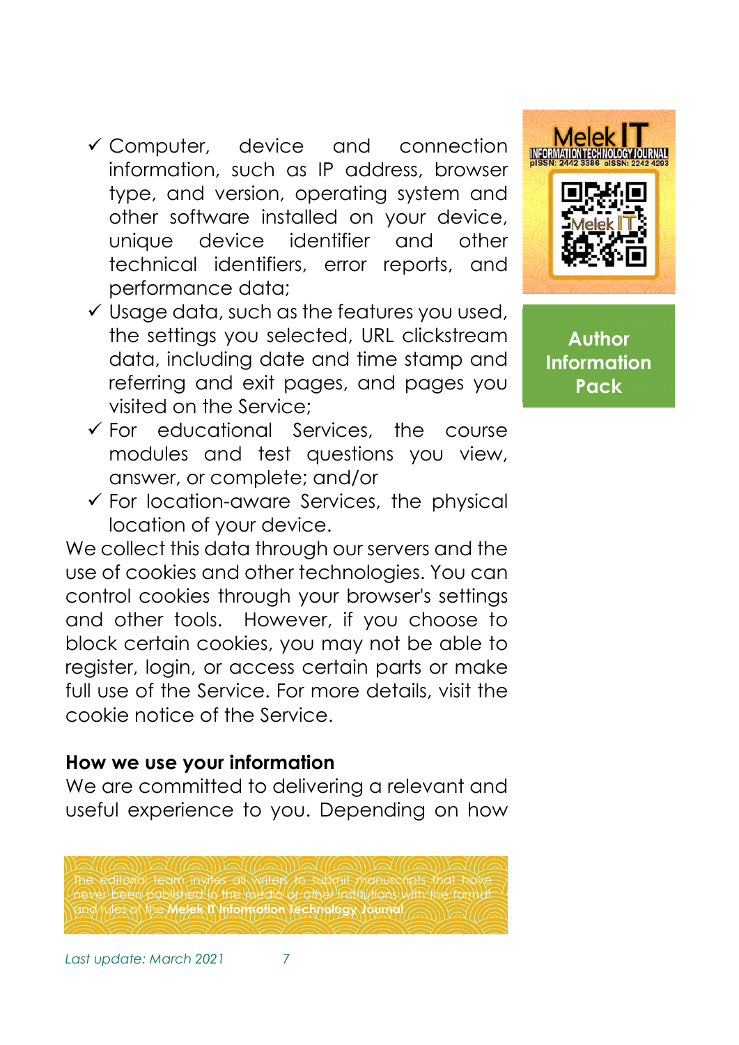- ✓ Computer, device and connection information, such as IP address, browser type, and version, operating system and other software installed on your device, unique device identifier and other technical identifiers, error reports, and performance data;
- ✓ Usage data, such as the features you used, the settings you selected, URL clickstream data, including date and time stamp and referring and exit pages, and pages you visited on the Service;
- ✓ For educational Services, the course modules and test questions you view, answer, or complete; and/or
- ✓ For location-aware Services, the physical location of your device.

We collect this data through our servers and the use of cookies and other technologies. You can control cookies through your browser's settings and other tools. However, if you choose to block certain cookies, you may not be able to register, login, or access certain parts or make full use of the Service. For more details, visit the cookie notice of the Service.

**How we use your information**

We are committed to delivering a relevant and useful experience to you. Depending on how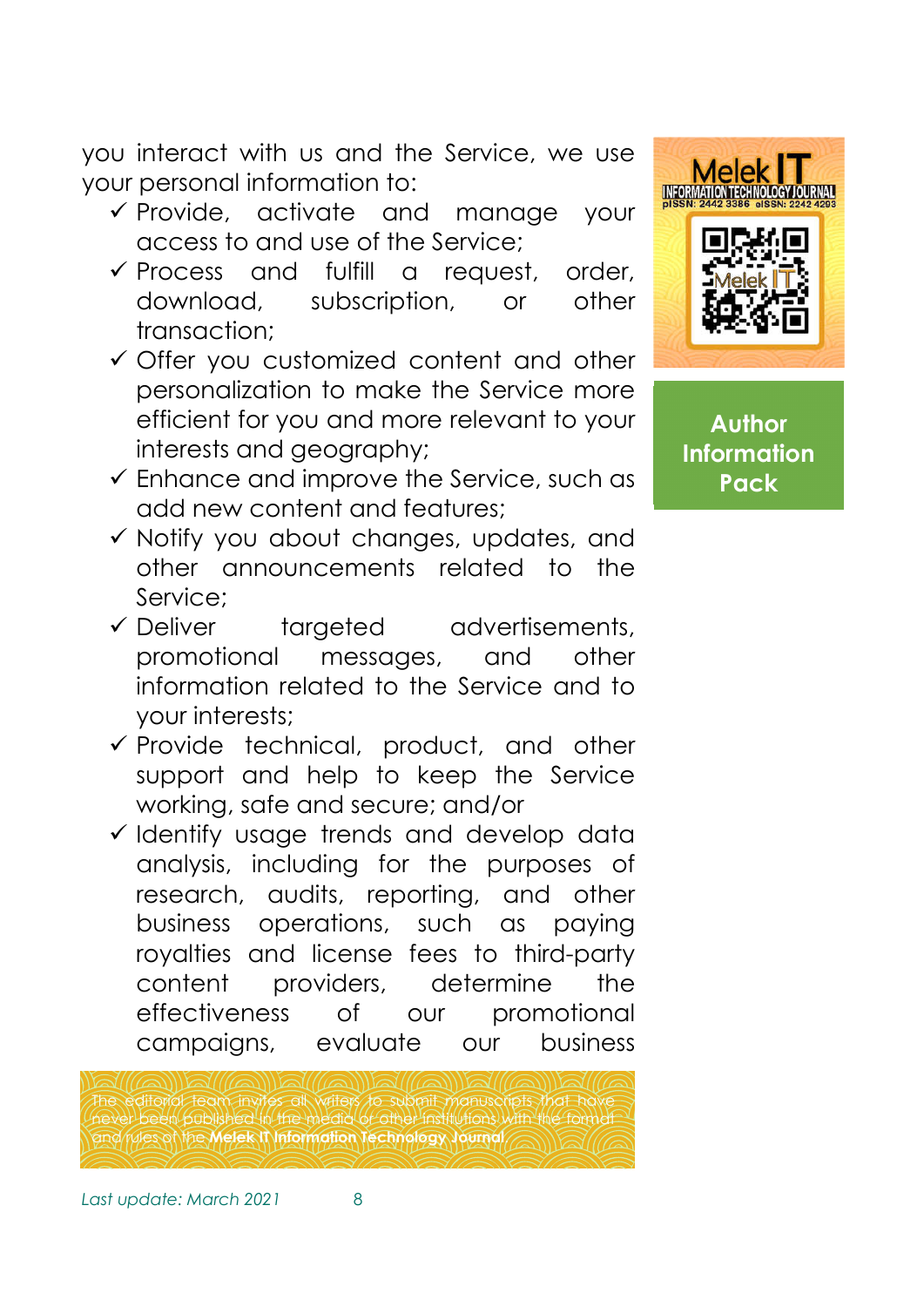you interact with us and the Service, we use your personal information to:

- ✓ Provide, activate and manage your access to and use of the Service;
- ✓ Process and fulfill a request, order, download, subscription, or other transaction;
- ✓ Offer you customized content and other personalization to make the Service more efficient for you and more relevant to your interests and geography;
- ✓ Enhance and improve the Service, such as add new content and features;
- ✓ Notify you about changes, updates, and other announcements related to the Service;
- ✓ Deliver targeted advertisements, promotional messages, and other information related to the Service and to your interests;
- ✓ Provide technical, product, and other support and help to keep the Service working, safe and secure; and/or
- ✓ Identify usage trends and develop data analysis, including for the purposes of research, audits, reporting, and other business operations, such as paying royalties and license fees to third-party content providers, determine the effectiveness of our promotional campaigns, evaluate our business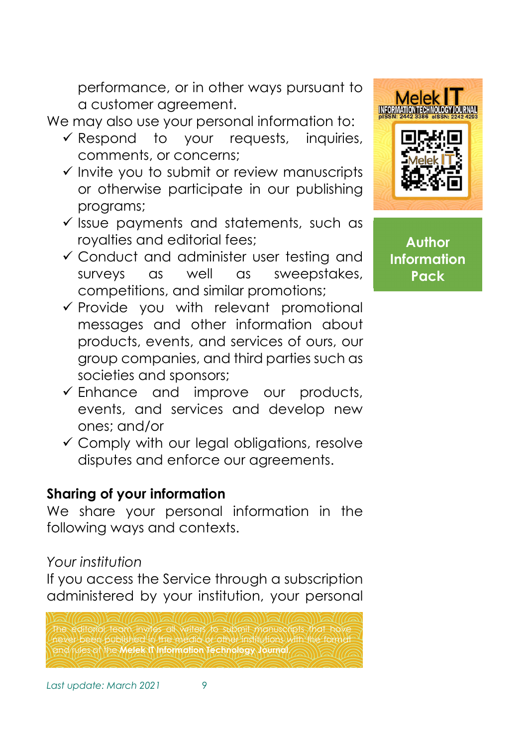performance, or in other ways pursuant to a customer agreement.

We may also use your personal information to:

- ✓ Respond to your requests, inquiries, comments, or concerns;
- ✓ Invite you to submit or review manuscripts or otherwise participate in our publishing programs;
- ✓ Issue payments and statements, such as royalties and editorial fees;
- ✓ Conduct and administer user testing and surveys as well as sweepstakes, competitions, and similar promotions;
- ✓ Provide you with relevant promotional messages and other information about products, events, and services of ours, our group companies, and third parties such as societies and sponsors;
- ✓ Enhance and improve our products, events, and services and develop new ones; and/or
- ✓ Comply with our legal obligations, resolve disputes and enforce our agreements.

**Sharing of your information**

We share your personal information in the following ways and contexts.

*Your institution*

If you access the Service through a subscription administered by your institution, your personal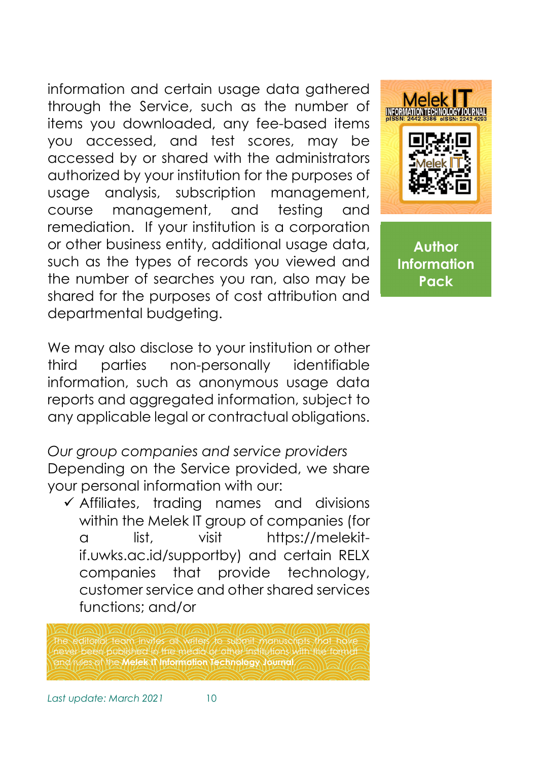information and certain usage data gathered through the Service, such as the number of items you downloaded, any fee-based items you accessed, and test scores, may be accessed by or shared with the administrators authorized by your institution for the purposes of usage analysis, subscription management, course management, and testing and remediation. If your institution is a corporation or other business entity, additional usage data, such as the types of records you viewed and the number of searches you ran, also may be shared for the purposes of cost attribution and departmental budgeting.

We may also disclose to your institution or other third parties non-personally identifiable information, such as anonymous usage data reports and aggregated information, subject to any applicable legal or contractual obligations.

*Our group companies and service providers*

Depending on the Service provided, we share your personal information with our:

- ✓ Affiliates, trading names and divisions within the Melek IT group of companies (for a list, visit https://melekit-if.uwks.ac.id/supportby) and certain RELX companies that provide technology, customer service and other shared services functions; and/or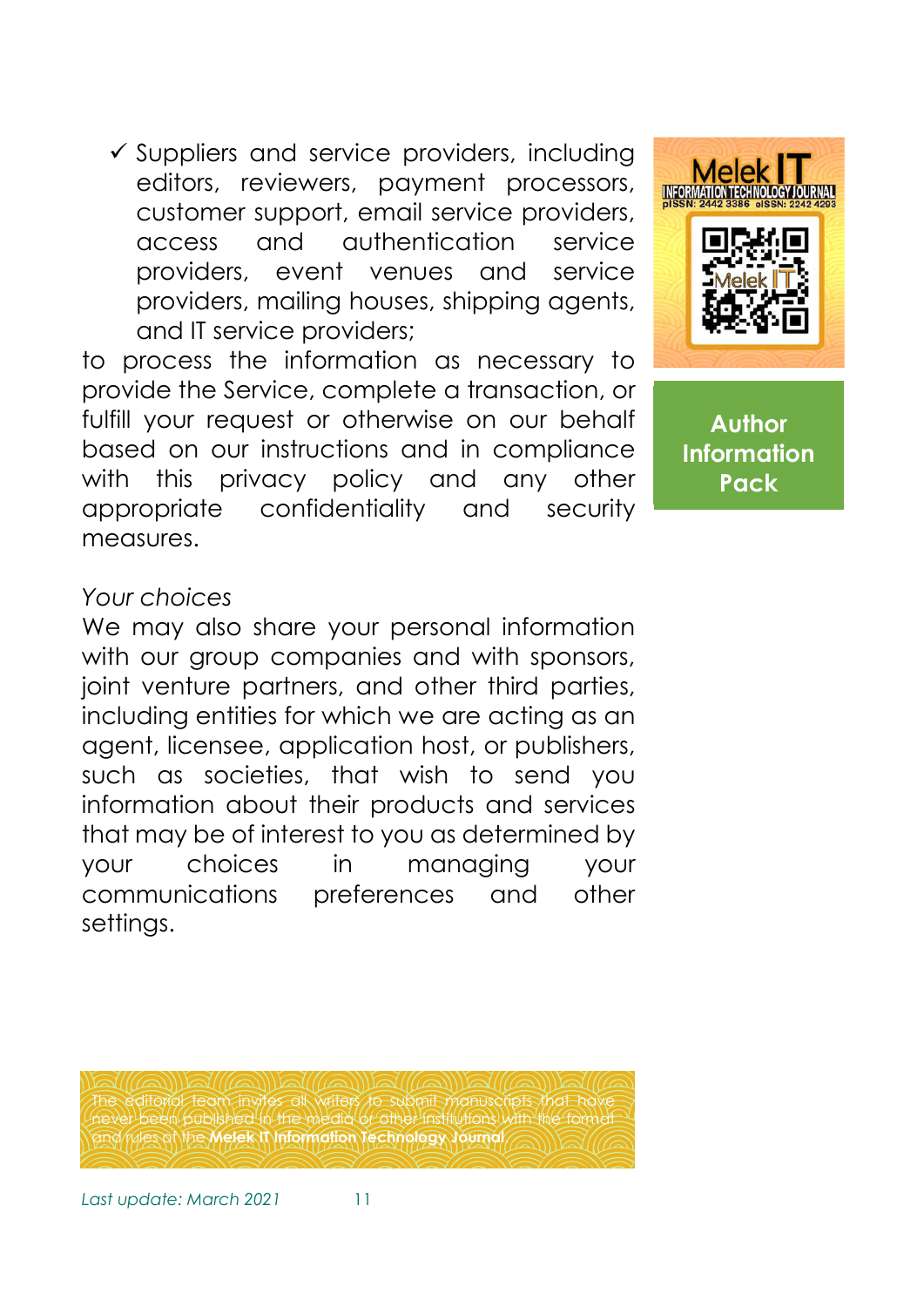- ✓ Suppliers and service providers, including editors, reviewers, payment processors, customer support, email service providers, access and authentication service providers, event venues and service providers, mailing houses, shipping agents, and IT service providers;

to process the information as necessary to provide the Service, complete a transaction, or fulfill your request or otherwise on our behalf based on our instructions and in compliance with this privacy policy and any other appropriate confidentiality and security measures.

*Your choices*

We may also share your personal information with our group companies and with sponsors, joint venture partners, and other third parties, including entities for which we are acting as an agent, licensee, application host, or publishers, such as societies, that wish to send you information about their products and services that may be of interest to you as determined by your choices in managing your communications preferences and other settings.

The editorial team invites all writers to submit manuscripts that have never been published in the media or other institutions with the format and rules of the **Melek IT Information Technology Journal**.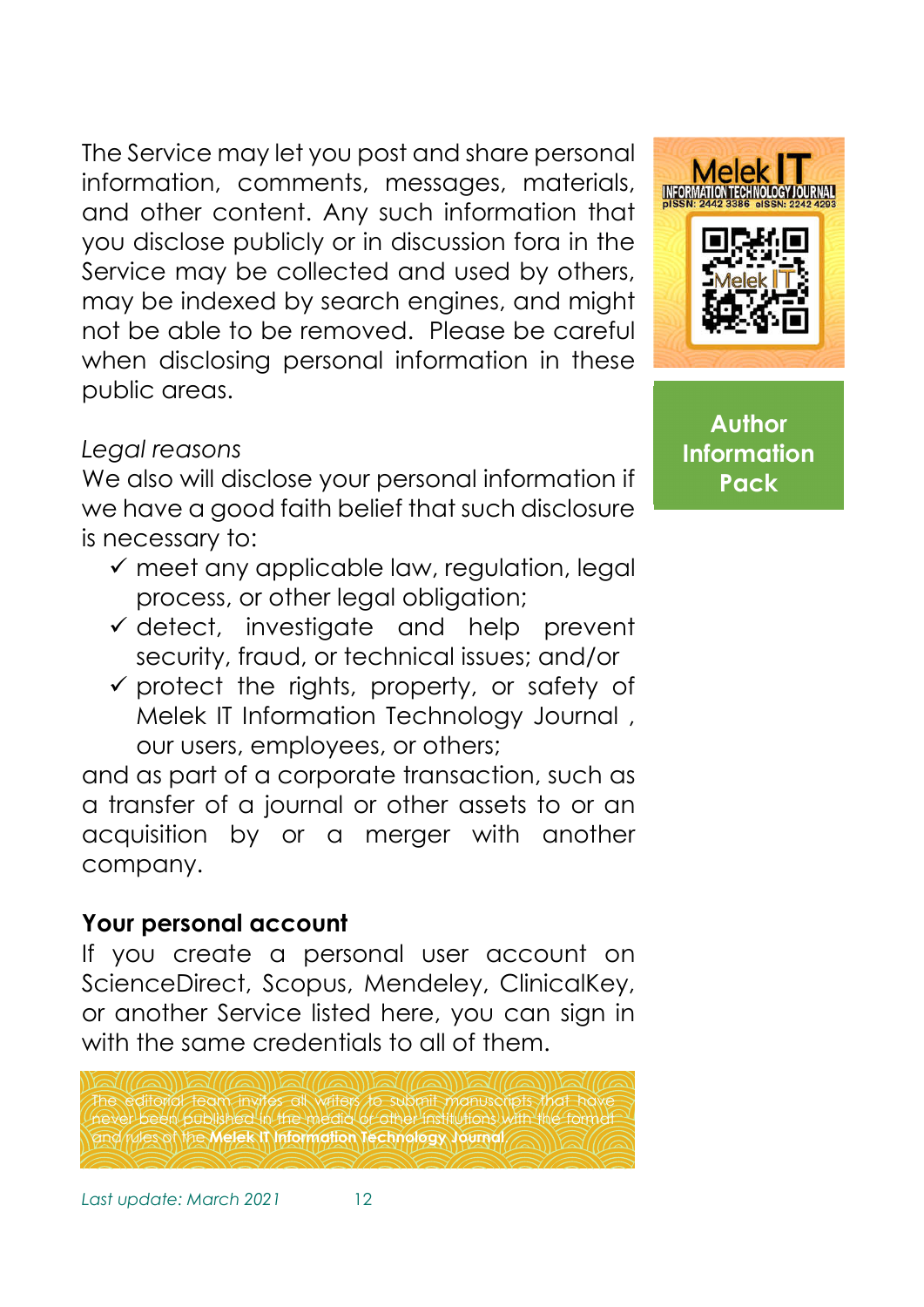The Service may let you post and share personal information, comments, messages, materials, and other content. Any such information that you disclose publicly or in discussion fora in the Service may be collected and used by others, may be indexed by search engines, and might not be able to be removed. Please be careful when disclosing personal information in these public areas.

*Legal reasons*

We also will disclose your personal information if we have a good faith belief that such disclosure is necessary to:

- ✓ meet any applicable law, regulation, legal process, or other legal obligation;
- ✓ detect, investigate and help prevent security, fraud, or technical issues; and/or
- ✓ protect the rights, property, or safety of Melek IT Information Technology Journal , our users, employees, or others;

and as part of a corporate transaction, such as a transfer of a journal or other assets to or an acquisition by or a merger with another company.

**Your personal account**

If you create a personal user account on ScienceDirect, Scopus, Mendeley, ClinicalKey, or another Service listed here, you can sign in with the same credentials to all of them.

The editorial team invites all writers to submit manuscripts that have never been published in the media or other institutions with the format and rules of the **Melek IT Information Technology Journal**.

*Last update: March 2021*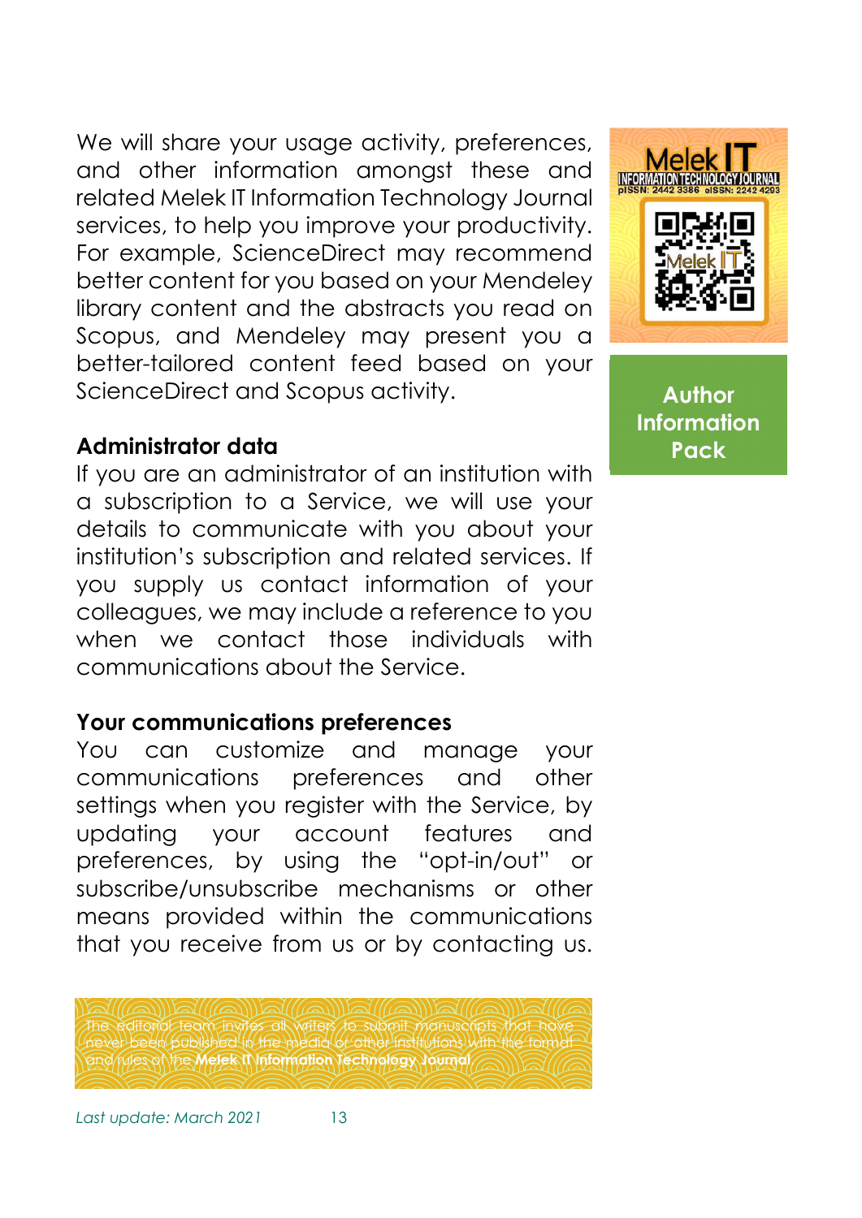We will share your usage activity, preferences, and other information amongst these and related Melek IT Information Technology Journal services, to help you improve your productivity. For example, ScienceDirect may recommend better content for you based on your Mendeley library content and the abstracts you read on Scopus, and Mendeley may present you a better-tailored content feed based on your ScienceDirect and Scopus activity.

**Administrator data**

If you are an administrator of an institution with a subscription to a Service, we will use your details to communicate with you about your institution's subscription and related services. If you supply us contact information of your colleagues, we may include a reference to you when we contact those individuals with communications about the Service.

**Your communications preferences**

You can customize and manage your communications preferences and other settings when you register with the Service, by updating your account features and preferences, by using the "opt-in/out" or subscribe/unsubscribe mechanisms or other means provided within the communications that you receive from us or by contacting us.

The editorial team invites all writers to submit manuscripts that have never been published in the media or other institutions with the format and rules of the **Melek IT Information Technology Journal**.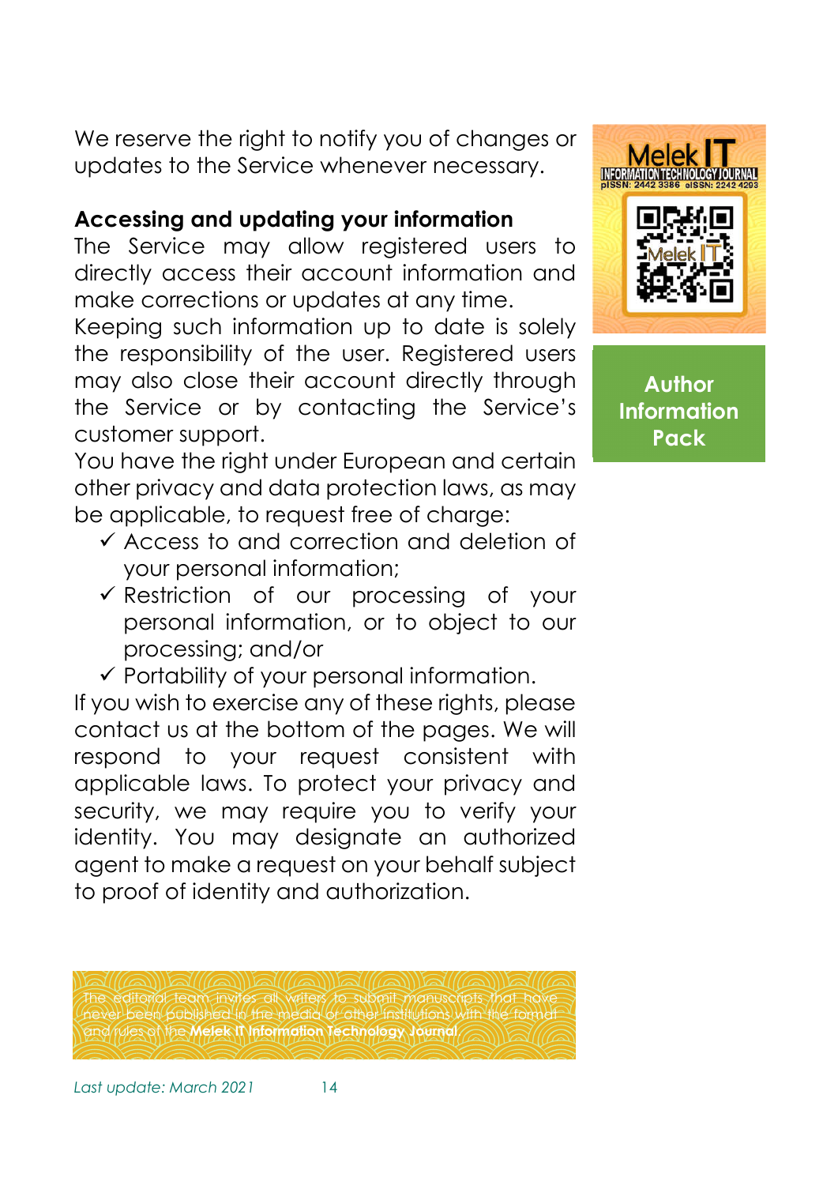We reserve the right to notify you of changes or updates to the Service whenever necessary.

**Accessing and updating your information**

The Service may allow registered users to directly access their account information and make corrections or updates at any time.
Keeping such information up to date is solely the responsibility of the user. Registered users may also close their account directly through the Service or by contacting the Service's customer support.
You have the right under European and certain other privacy and data protection laws, as may be applicable, to request free of charge:

- ✓ Access to and correction and deletion of your personal information;
- ✓ Restriction of our processing of your personal information, or to object to our processing; and/or
- ✓ Portability of your personal information.

If you wish to exercise any of these rights, please contact us at the bottom of the pages. We will respond to your request consistent with applicable laws. To protect your privacy and security, we may require you to verify your identity. You may designate an authorized agent to make a request on your behalf subject to proof of identity and authorization.

The editorial team invites all writers to submit manuscripts that have never been published in the media or other institutions with the format and rules of the **Melek IT Information Technology Journal**.

*Last update: March 2021*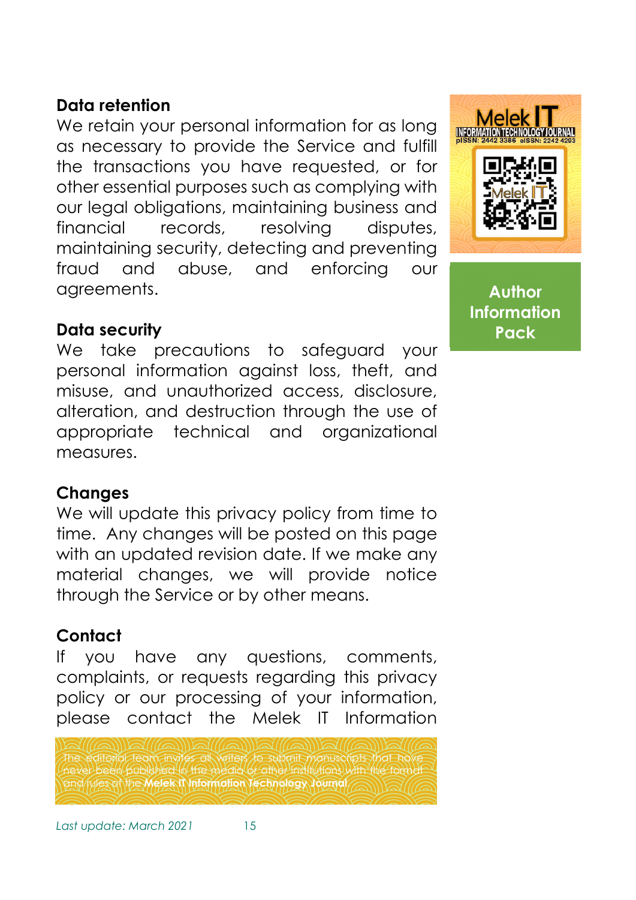### Data retention

We retain your personal information for as long as necessary to provide the Service and fulfill the transactions you have requested, or for other essential purposes such as complying with our legal obligations, maintaining business and financial records, resolving disputes, maintaining security, detecting and preventing fraud and abuse, and enforcing our agreements.

### Data security

We take precautions to safeguard your personal information against loss, theft, and misuse, and unauthorized access, disclosure, alteration, and destruction through the use of appropriate technical and organizational measures.

### Changes

We will update this privacy policy from time to time. Any changes will be posted on this page with an updated revision date. If we make any material changes, we will provide notice through the Service or by other means.

### Contact

If you have any questions, comments, complaints, or requests regarding this privacy policy or our processing of your information, please contact the Melek IT Information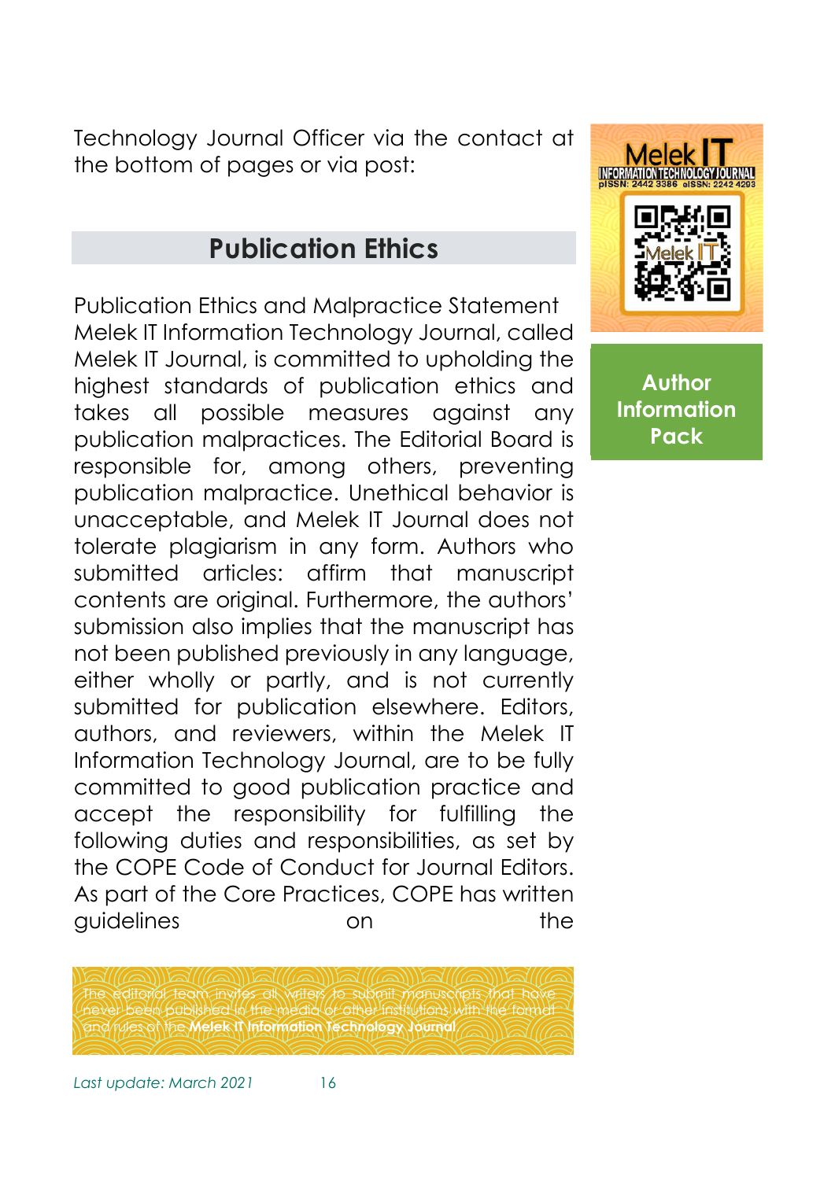Technology Journal Officer via the contact at the bottom of pages or via post:

## Publication Ethics

Publication Ethics and Malpractice Statement Melek IT Information Technology Journal, called Melek IT Journal, is committed to upholding the highest standards of publication ethics and takes all possible measures against any publication malpractices. The Editorial Board is responsible for, among others, preventing publication malpractice. Unethical behavior is unacceptable, and Melek IT Journal does not tolerate plagiarism in any form. Authors who submitted articles: affirm that manuscript contents are original. Furthermore, the authors' submission also implies that the manuscript has not been published previously in any language, either wholly or partly, and is not currently submitted for publication elsewhere. Editors, authors, and reviewers, within the Melek IT Information Technology Journal, are to be fully committed to good publication practice and accept the responsibility for fulfilling the following duties and responsibilities, as set by the COPE Code of Conduct for Journal Editors. As part of the Core Practices, COPE has written guidelines on the

Melek IT
INFORMATION TECHNOLOGY JOURNAL
pISSN: 2442 3386 eISSN: 2242 4293

**Author Information Pack**

The editorial team invites all writers to submit manuscripts that have never been published in the media or other institutions with the format and rules of the **Melek IT Information Technology Journal**.

*Last update: March 2021*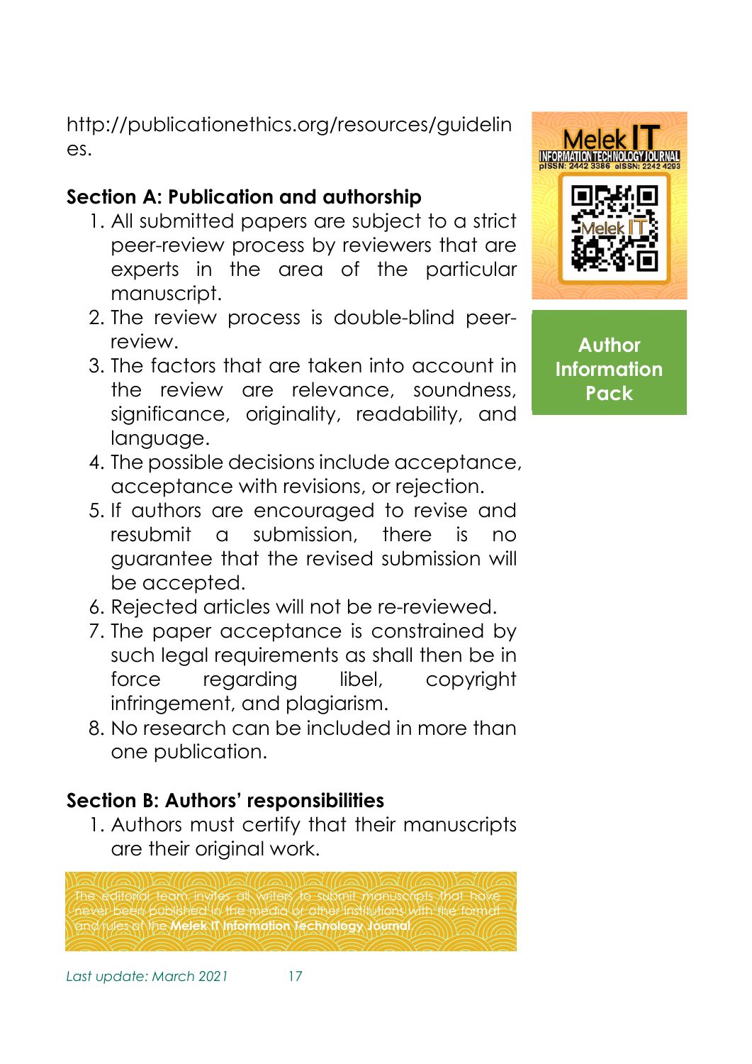http://publicationethics.org/resources/guidelines.

**Section A: Publication and authorship**

1. All submitted papers are subject to a strict peer-review process by reviewers that are experts in the area of the particular manuscript.
2. The review process is double-blind peer-review.
3. The factors that are taken into account in the review are relevance, soundness, significance, originality, readability, and language.
4. The possible decisions include acceptance, acceptance with revisions, or rejection.
5. If authors are encouraged to revise and resubmit a submission, there is no guarantee that the revised submission will be accepted.
6. Rejected articles will not be re-reviewed.
7. The paper acceptance is constrained by such legal requirements as shall then be in force regarding libel, copyright infringement, and plagiarism.
8. No research can be included in more than one publication.

**Section B: Authors' responsibilities**

1. Authors must certify that their manuscripts are their original work.

The editorial team invites all writers to submit manuscripts that have never been published in the media or other institutions with the format and rules of the **Melek IT Information Technology Journal**.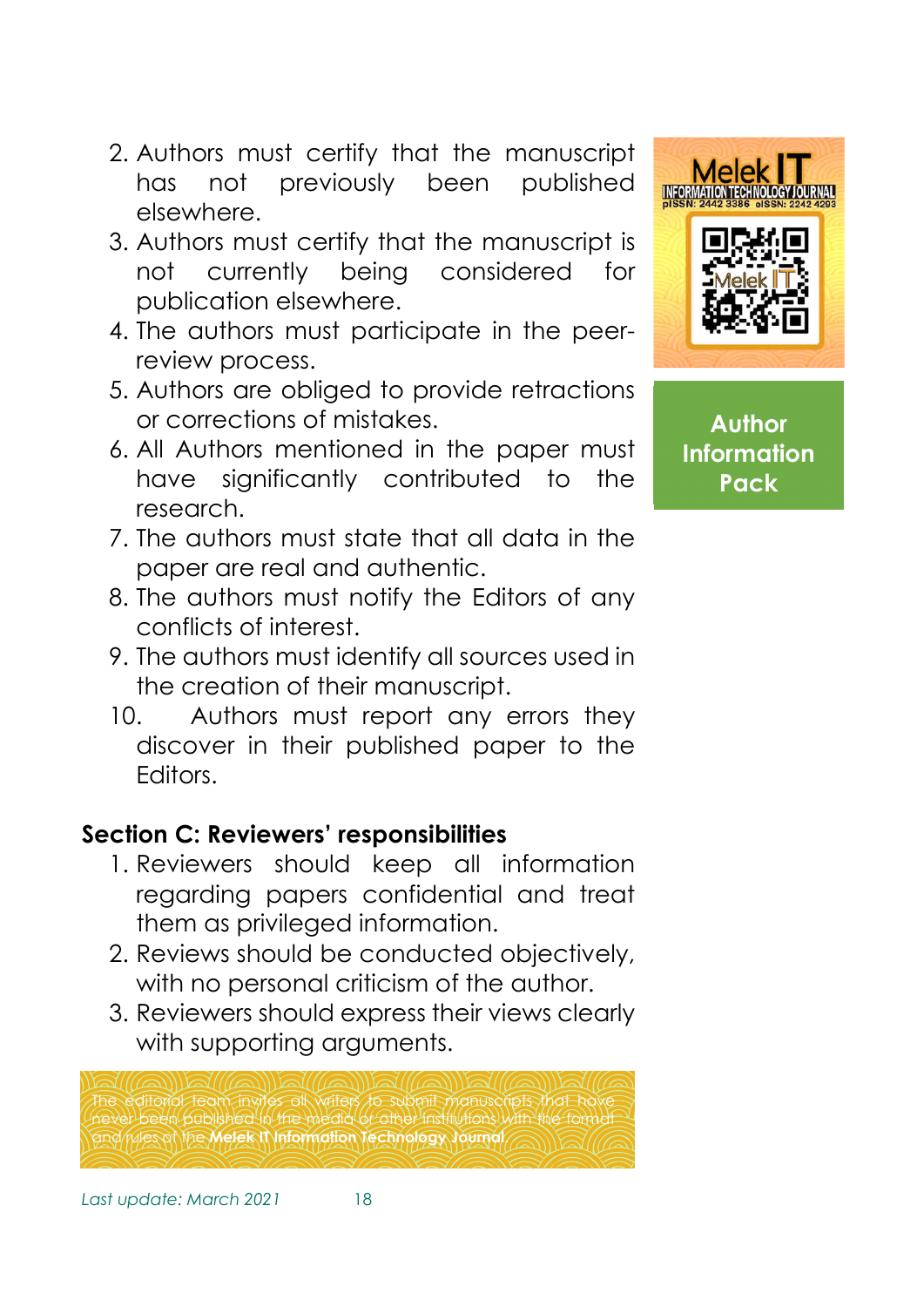2. Authors must certify that the manuscript has not previously been published elsewhere.
3. Authors must certify that the manuscript is not currently being considered for publication elsewhere.
4. The authors must participate in the peer-review process.
5. Authors are obliged to provide retractions or corrections of mistakes.
6. All Authors mentioned in the paper must have significantly contributed to the research.
7. The authors must state that all data in the paper are real and authentic.
8. The authors must notify the Editors of any conflicts of interest.
9. The authors must identify all sources used in the creation of their manuscript.
10. Authors must report any errors they discover in their published paper to the Editors.

**Section C: Reviewers' responsibilities**

1. Reviewers should keep all information regarding papers confidential and treat them as privileged information.
2. Reviews should be conducted objectively, with no personal criticism of the author.
3. Reviewers should express their views clearly with supporting arguments.

The editorial team invites all writers to submit manuscripts that have never been published in the media or other institutions with the format and rules of the **Melek IT Information Technology Journal**.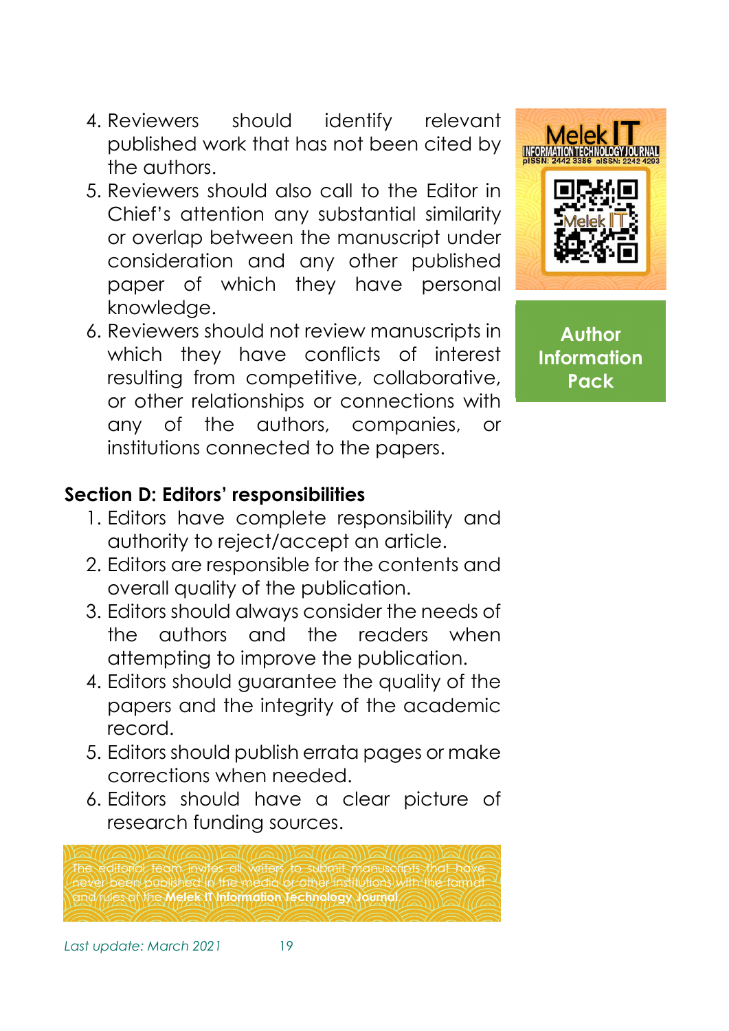4. Reviewers should identify relevant published work that has not been cited by the authors.
5. Reviewers should also call to the Editor in Chief's attention any substantial similarity or overlap between the manuscript under consideration and any other published paper of which they have personal knowledge.
6. Reviewers should not review manuscripts in which they have conflicts of interest resulting from competitive, collaborative, or other relationships or connections with any of the authors, companies, or institutions connected to the papers.

**Section D: Editors' responsibilities**

1. Editors have complete responsibility and authority to reject/accept an article.
2. Editors are responsible for the contents and overall quality of the publication.
3. Editors should always consider the needs of the authors and the readers when attempting to improve the publication.
4. Editors should guarantee the quality of the papers and the integrity of the academic record.
5. Editors should publish errata pages or make corrections when needed.
6. Editors should have a clear picture of research funding sources.

The editorial team invites all writers to submit manuscripts that have never been published in the media or other institutions with the format and rules of the **Melek IT Information Technology Journal**.

Melek IT INFORMATION TECHNOLOGY JOURNAL pISSN: 2442 3386 eISSN: 2242 4293

**Author Information Pack**

*Last update: March 2021*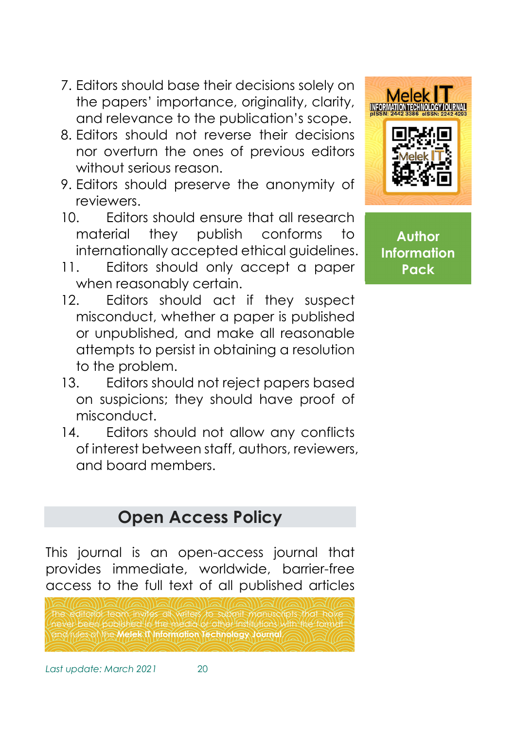7. Editors should base their decisions solely on the papers' importance, originality, clarity, and relevance to the publication's scope.
8. Editors should not reverse their decisions nor overturn the ones of previous editors without serious reason.
9. Editors should preserve the anonymity of reviewers.
10. Editors should ensure that all research material they publish conforms to internationally accepted ethical guidelines.
11. Editors should only accept a paper when reasonably certain.
12. Editors should act if they suspect misconduct, whether a paper is published or unpublished, and make all reasonable attempts to persist in obtaining a resolution to the problem.
13. Editors should not reject papers based on suspicions; they should have proof of misconduct.
14. Editors should not allow any conflicts of interest between staff, authors, reviewers, and board members.

## Open Access Policy

This journal is an open-access journal that provides immediate, worldwide, barrier-free access to the full text of all published articles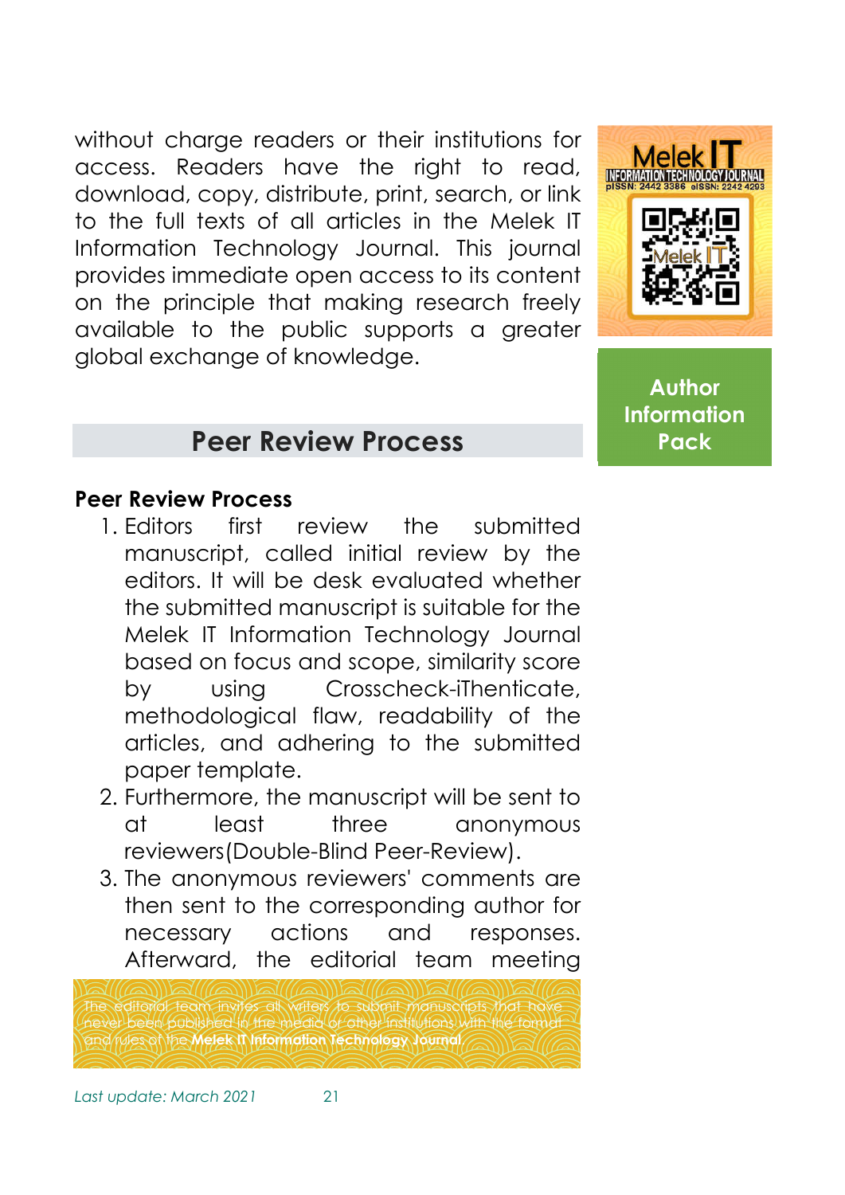without charge readers or their institutions for access. Readers have the right to read, download, copy, distribute, print, search, or link to the full texts of all articles in the Melek IT Information Technology Journal. This journal provides immediate open access to its content on the principle that making research freely available to the public supports a greater global exchange of knowledge.

## Peer Review Process

**Peer Review Process**

1. Editors first review the submitted manuscript, called initial review by the editors. It will be desk evaluated whether the submitted manuscript is suitable for the Melek IT Information Technology Journal based on focus and scope, similarity score by using Crosscheck-iThenticate, methodological flaw, readability of the articles, and adhering to the submitted paper template.
2. Furthermore, the manuscript will be sent to at least three anonymous reviewers(Double-Blind Peer-Review).
3. The anonymous reviewers' comments are then sent to the corresponding author for necessary actions and responses. Afterward, the editorial team meeting

The editorial team invites all writers to submit manuscripts that have never been published in the media or other institutions with the format and rules of the **Melek IT Information Technology Journal**.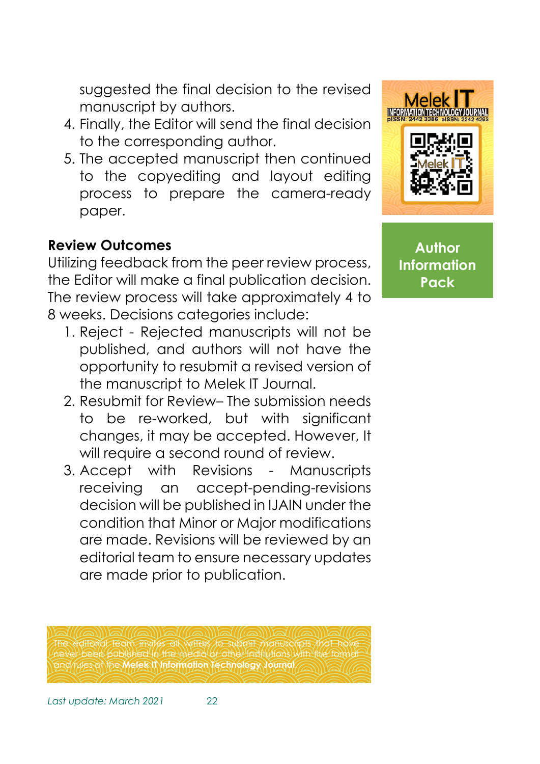suggested the final decision to the revised manuscript by authors.

4. Finally, the Editor will send the final decision to the corresponding author.
5. The accepted manuscript then continued to the copyediting and layout editing process to prepare the camera-ready paper.

**Review Outcomes**

Utilizing feedback from the peer review process, the Editor will make a final publication decision. The review process will take approximately 4 to 8 weeks. Decisions categories include:

1. Reject - Rejected manuscripts will not be published, and authors will not have the opportunity to resubmit a revised version of the manuscript to Melek IT Journal.
2. Resubmit for Review– The submission needs to be re-worked, but with significant changes, it may be accepted. However, It will require a second round of review.
3. Accept with Revisions - Manuscripts receiving an accept-pending-revisions decision will be published in IJAIN under the condition that Minor or Major modifications are made. Revisions will be reviewed by an editorial team to ensure necessary updates are made prior to publication.

**Author Information Pack**

The editorial team invites all writers to submit manuscripts that have never been published in the media or other institutions with the format and rules of the **Melek IT Information Technology Journal**.

*Last update: March 2021*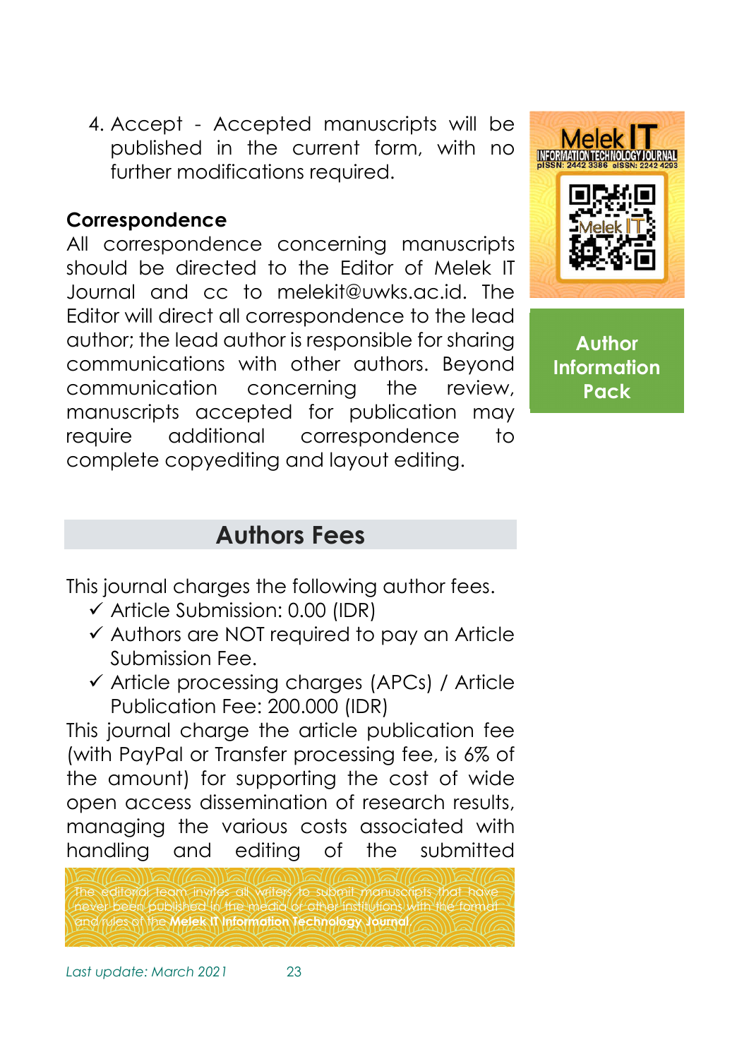4. Accept - Accepted manuscripts will be published in the current form, with no further modifications required.

**Correspondence**

All correspondence concerning manuscripts should be directed to the Editor of Melek IT Journal and cc to melekit@uwks.ac.id. The Editor will direct all correspondence to the lead author; the lead author is responsible for sharing communications with other authors. Beyond communication concerning the review, manuscripts accepted for publication may require additional correspondence to complete copyediting and layout editing.

## Authors Fees

This journal charges the following author fees.

- ✓ Article Submission: 0.00 (IDR)
- ✓ Authors are NOT required to pay an Article Submission Fee.
- ✓ Article processing charges (APCs) / Article Publication Fee: 200.000 (IDR)

This journal charge the article publication fee (with PayPal or Transfer processing fee, is 6% of the amount) for supporting the cost of wide open access dissemination of research results, managing the various costs associated with handling and editing of the submitted

The editorial team invites all writers to submit manuscripts that have never been published in the media or other institutions with the format and rules of the **Melek IT Information Technology Journal**.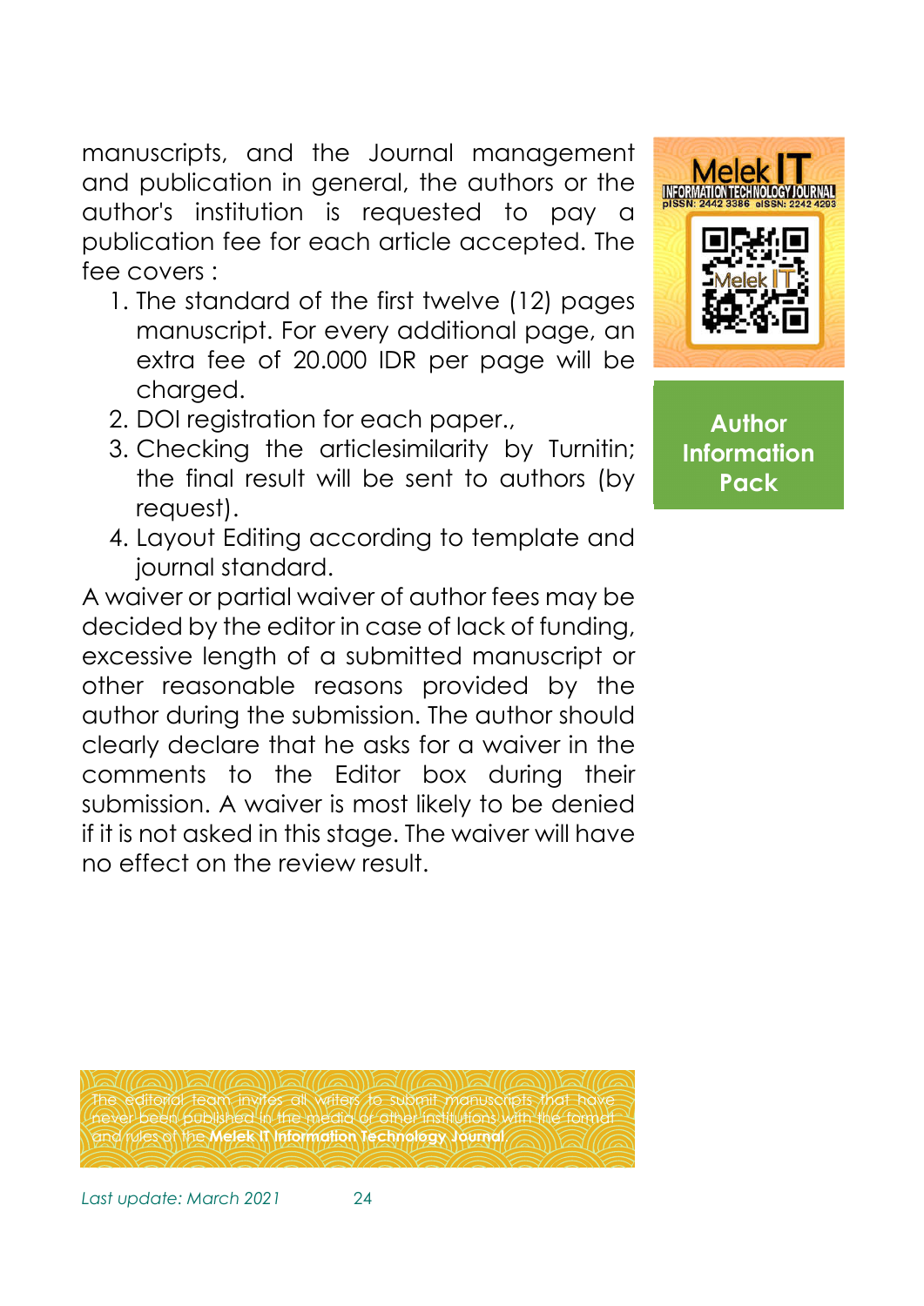manuscripts, and the Journal management and publication in general, the authors or the author's institution is requested to pay a publication fee for each article accepted. The fee covers :

1. The standard of the first twelve (12) pages manuscript. For every additional page, an extra fee of 20.000 IDR per page will be charged.
2. DOI registration for each paper.,
3. Checking the articlesimilarity by Turnitin; the final result will be sent to authors (by request).
4. Layout Editing according to template and journal standard.

A waiver or partial waiver of author fees may be decided by the editor in case of lack of funding, excessive length of a submitted manuscript or other reasonable reasons provided by the author during the submission. The author should clearly declare that he asks for a waiver in the comments to the Editor box during their submission. A waiver is most likely to be denied if it is not asked in this stage. The waiver will have no effect on the review result.

Melek IT
INFORMATION TECHNOLOGY JOURNAL
pISSN: 2442 3386 eISSN: 2242 4293

**Author Information Pack**

The editorial team invites all writers to submit manuscripts that have never been published in the media or other institutions with the format and rules of the **Melek IT Information Technology Journal**.

*Last update: March 2021*